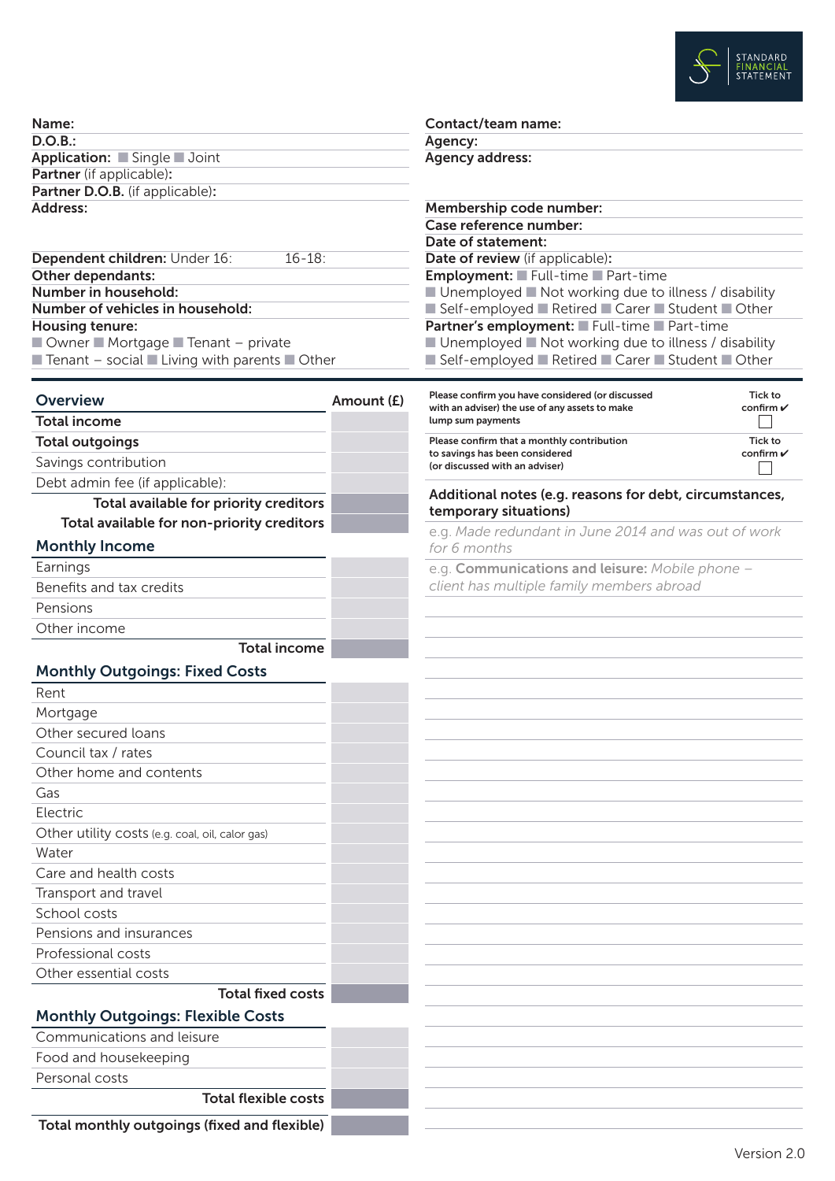STANDARD FINANCIAL STATEMENT

**Name:**

**D.O.B.:**

**Application:** ■ Single ■ Joint

**Partner** (if applicable)**:**

**Partner D.O.B.** (if applicable)**:**

**Address:**

**Dependent children:** Under 16: 16-18:

**Other dependants:**

**Number in household:**

**Number of vehicles in household:**

**Housing tenure:**
■ Owner ■ Mortgage ■ Tenant – private
■ Tenant – social ■ Living with parents ■ Other

**Contact/team name:**

**Agency:**

**Agency address:**

**Membership code number:**

**Case reference number:**

**Date of statement:**

**Date of review** (if applicable)**:**

**Employment:** ■ Full-time ■ Part-time
■ Unemployed ■ Not working due to illness / disability
■ Self-employed ■ Retired ■ Carer ■ Student ■ Other

**Partner's employment:** ■ Full-time ■ Part-time
■ Unemployed ■ Not working due to illness / disability
■ Self-employed ■ Retired ■ Carer ■ Student ■ Other

| **Overview** | **Amount (£)** |
|---|---|
| **Total income** | |
| **Total outgoings** | |
| Savings contribution | |
| Debt admin fee (if applicable): | |
| **Total available for priority creditors** | |
| **Total available for non-priority creditors** | |
| **Monthly Income** | |
| Earnings | |
| Benefits and tax credits | |
| Pensions | |
| Other income | |
| **Total income** | |
| **Monthly Outgoings: Fixed Costs** | |
| Rent | |
| Mortgage | |
| Other secured loans | |
| Council tax / rates | |
| Other home and contents | |
| Gas | |
| Electric | |
| Other utility costs (e.g. coal, oil, calor gas) | |
| Water | |
| Care and health costs | |
| Transport and travel | |
| School costs | |
| Pensions and insurances | |
| Professional costs | |
| Other essential costs | |
| **Total fixed costs** | |
| **Monthly Outgoings: Flexible Costs** | |
| Communications and leisure | |
| Food and housekeeping | |
| Personal costs | |
| **Total flexible costs** | |
| **Total monthly outgoings (fixed and flexible)** | |

| | Tick to confirm ✔ |
|---|---|
| **Please confirm you have considered (or discussed with an adviser) the use of any assets to make lump sum payments** | ☐ |
| **Please confirm that a monthly contribution to savings has been considered (or discussed with an adviser)** | ☐ |

**Additional notes (e.g. reasons for debt, circumstances, temporary situations)**

e.g. *Made redundant in June 2014 and was out of work for 6 months*

e.g. **Communications and leisure:** *Mobile phone – client has multiple family members abroad*

Version 2.0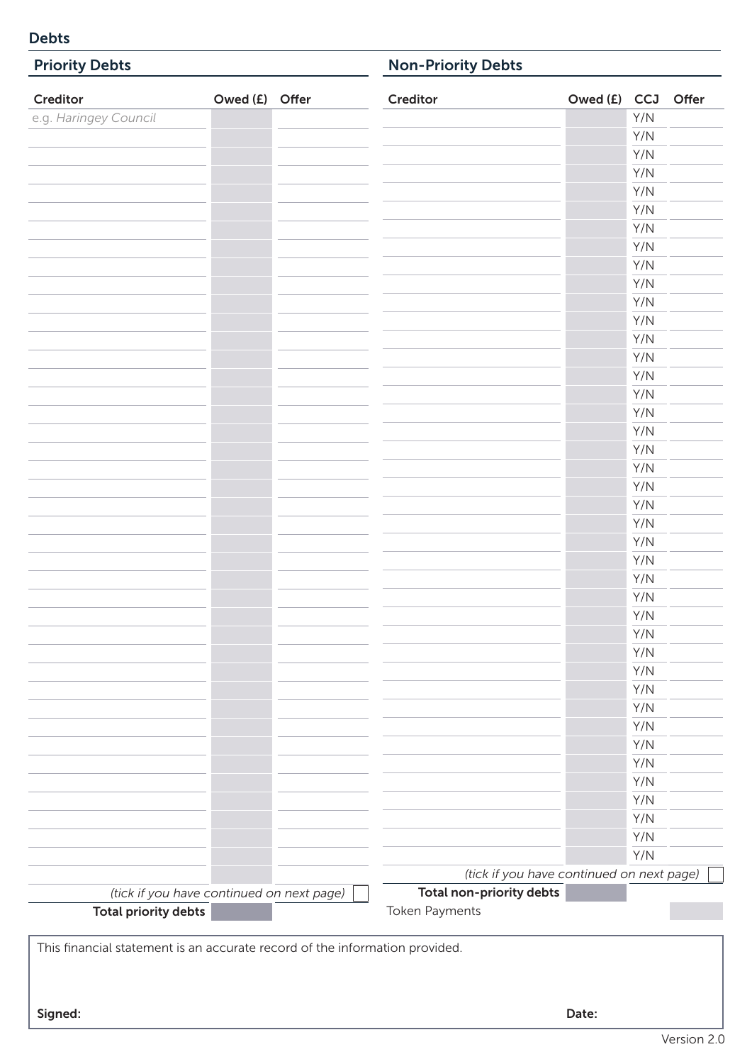## Debts

### Priority Debts

| Creditor | Owed (£) | Offer |
|---|---|---|
| e.g. *Haringey Council* | | |
| | | |
| | | |
| | | |
| | | |
| | | |
| | | |
| | | |
| | | |
| | | |
| | | |
| | | |
| | | |
| | | |
| | | |
| | | |
| | | |
| | | |
| | | |
| | | |
| | | |
| | | |
| | | |
| | | |
| | | |
| | | |
| | | |
| | | |
| | | |
| | | |
| | | |
| | | |
| | | |
| | | |
| | | |
| | | |
| | | |
| | | |
| | | |
| | | |
| | | |
| | | |

*(tick if you have continued on next page)* ☐

**Total priority debts** ______

### Non-Priority Debts

| Creditor | Owed (£) | CCJ | Offer |
|---|---|---|---|
| | | Y/N | |
| | | Y/N | |
| | | Y/N | |
| | | Y/N | |
| | | Y/N | |
| | | Y/N | |
| | | Y/N | |
| | | Y/N | |
| | | Y/N | |
| | | Y/N | |
| | | Y/N | |
| | | Y/N | |
| | | Y/N | |
| | | Y/N | |
| | | Y/N | |
| | | Y/N | |
| | | Y/N | |
| | | Y/N | |
| | | Y/N | |
| | | Y/N | |
| | | Y/N | |
| | | Y/N | |
| | | Y/N | |
| | | Y/N | |
| | | Y/N | |
| | | Y/N | |
| | | Y/N | |
| | | Y/N | |
| | | Y/N | |
| | | Y/N | |
| | | Y/N | |
| | | Y/N | |
| | | Y/N | |
| | | Y/N | |
| | | Y/N | |
| | | Y/N | |
| | | Y/N | |
| | | Y/N | |
| | | Y/N | |
| | | Y/N | |
| | | Y/N | |

*(tick if you have continued on next page)* ☐

**Total non-priority debts** ______

Token Payments ______

This financial statement is an accurate record of the information provided.

**Signed:**

**Date:**

Version 2.0